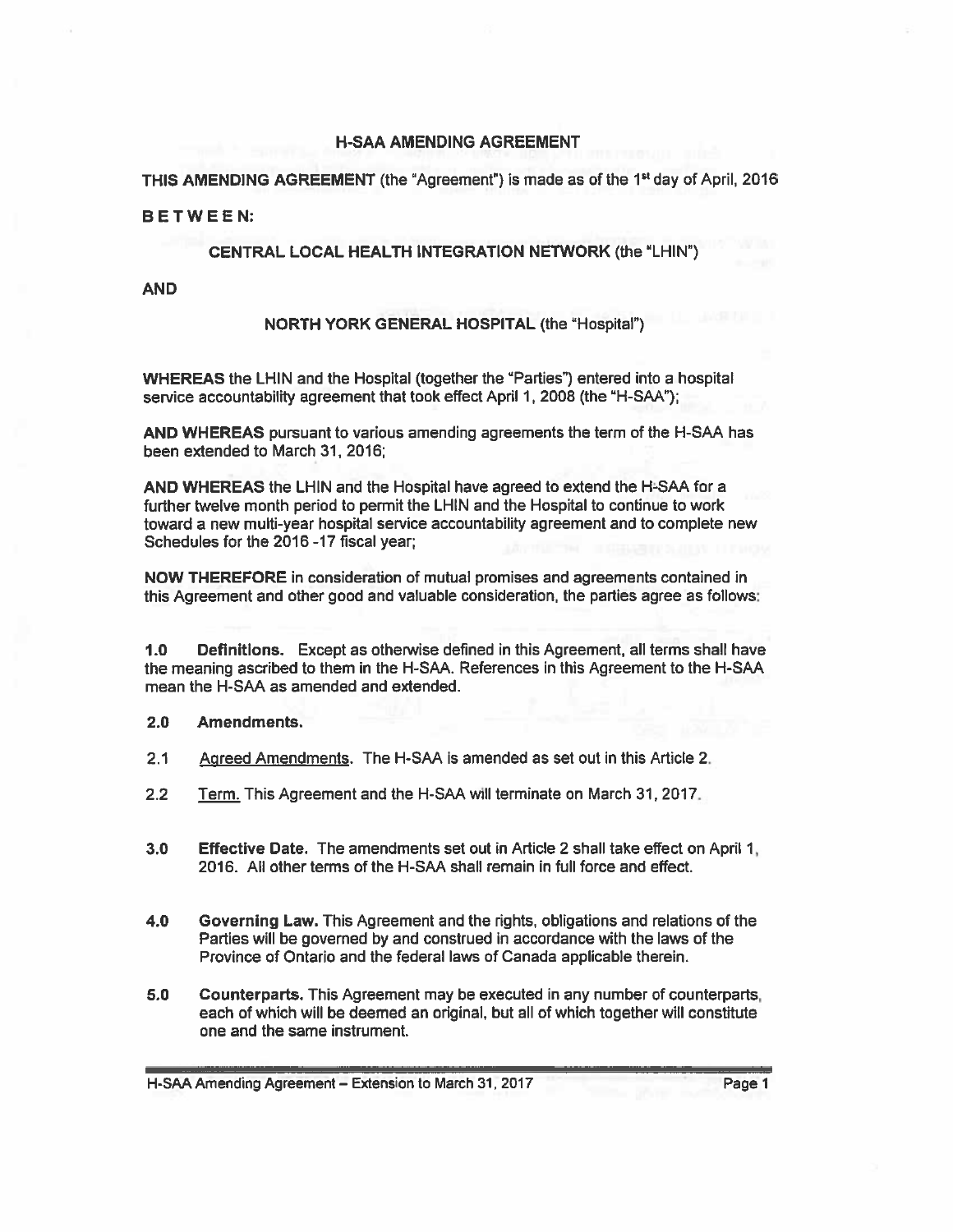# H-SAA AMENDING AGREEMENT

**THIS AMENDING AGREEMENT** (the "Agreement") is made as of the 1st day of April, 2016

**BETWEEN:**

**CENTRAL LOCAL HEALTH INTEGRATION NETWORK** (the "LHIN")

**AND**

**NORTH YORK GENERAL HOSPITAL** (the "Hospital")

**WHEREAS** the LHIN and the Hospital (together the "Parties") entered into a hospital service accountability agreement that took effect April 1, 2008 (the "H-SAA");

**AND WHEREAS** pursuant to various amending agreements the term of the H-SAA has been extended to March 31, 2016;

**AND WHEREAS** the LHIN and the Hospital have agreed to extend the H-SAA for a further twelve month period to permit the LHIN and the Hospital to continue to work toward a new multi-year hospital service accountability agreement and to complete new Schedules for the 2016 -17 fiscal year;

**NOW THEREFORE** in consideration of mutual promises and agreements contained in this Agreement and other good and valuable consideration, the parties agree as follows:

**1.0 Definitions.** Except as otherwise defined in this Agreement, all terms shall have the meaning ascribed to them in the H-SAA. References in this Agreement to the H-SAA mean the H-SAA as amended and extended.

**2.0 Amendments.**

2.1 Agreed Amendments. The H-SAA is amended as set out in this Article 2.

2.2 Term. This Agreement and the H-SAA will terminate on March 31, 2017.

**3.0 Effective Date.** The amendments set out in Article 2 shall take effect on April 1, 2016. All other terms of the H-SAA shall remain in full force and effect.

**4.0 Governing Law.** This Agreement and the rights, obligations and relations of the Parties will be governed by and construed in accordance with the laws of the Province of Ontario and the federal laws of Canada applicable therein.

**5.0 Counterparts.** This Agreement may be executed in any number of counterparts, each of which will be deemed an original, but all of which together will constitute one and the same instrument.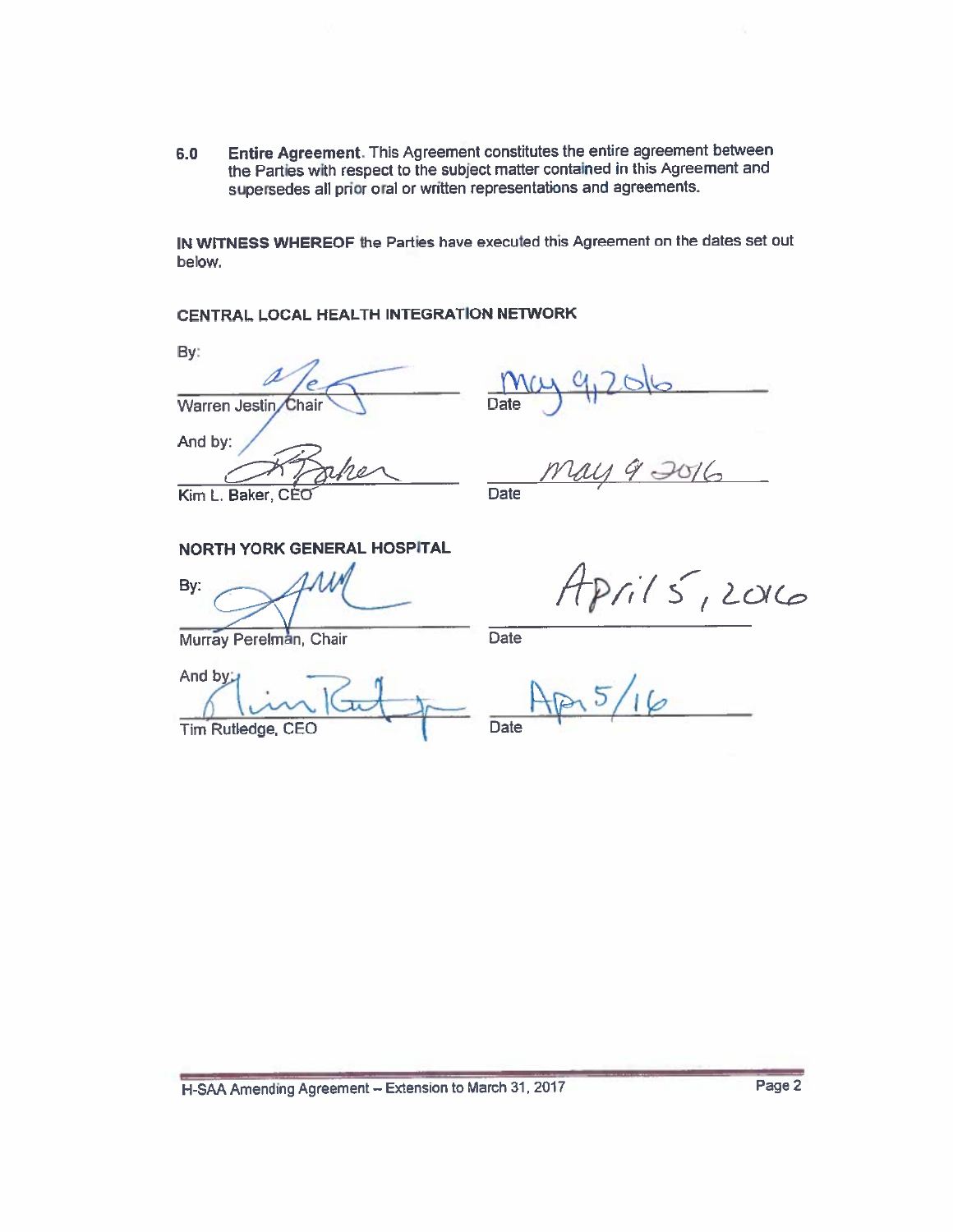**6.0 Entire Agreement.** This Agreement constitutes the entire agreement between the Parties with respect to the subject matter contained in this Agreement and supersedes all prior oral or written representations and agreements.

**IN WITNESS WHEREOF** the Parties have executed this Agreement on the dates set out below.

**CENTRAL LOCAL HEALTH INTEGRATION NETWORK**

By:

Warren Jestin, Chair — Date: May 9, 2016

And by:

Kim L. Baker, CEO — Date: May 9 2016

**NORTH YORK GENERAL HOSPITAL**

By:

Murray Perelman, Chair — Date: April 5, 2016

And by:

Tim Rutledge, CEO — Date: Apr 5/16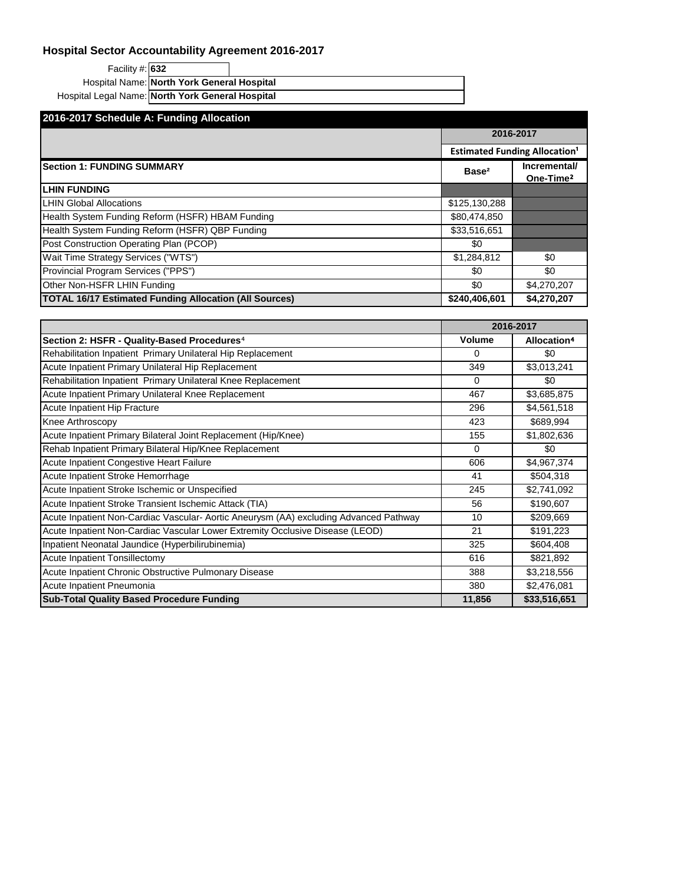## Hospital Sector Accountability Agreement 2016-2017

Facility #: **632**

Hospital Name: **North York General Hospital**

Hospital Legal Name: **North York General Hospital**

### 2016-2017 Schedule A: Funding Allocation

| | 2016-2017 | |
|---|---|---|
| | Estimated Funding Allocation[1] | |
| **Section 1: FUNDING SUMMARY** | **Base[2]** | **Incremental/ One-Time[2]** |
| **LHIN FUNDING** | | |
| LHIN Global Allocations | $125,130,288 | |
| Health System Funding Reform (HSFR) HBAM Funding | $80,474,850 | |
| Health System Funding Reform (HSFR) QBP Funding | $33,516,651 | |
| Post Construction Operating Plan (PCOP) | $0 | |
| Wait Time Strategy Services ("WTS") | $1,284,812 | $0 |
| Provincial Program Services ("PPS") | $0 | $0 |
| Other Non-HSFR LHIN Funding | $0 | $4,270,207 |
| **TOTAL 16/17 Estimated Funding Allocation (All Sources)** | **$240,406,601** | **$4,270,207** |

| | 2016-2017 | |
|---|---|---|
| **Section 2: HSFR - Quality-Based Procedures[4]** | **Volume** | **Allocation[4]** |
| Rehabilitation Inpatient Primary Unilateral Hip Replacement | 0 | $0 |
| Acute Inpatient Primary Unilateral Hip Replacement | 349 | $3,013,241 |
| Rehabilitation Inpatient Primary Unilateral Knee Replacement | 0 | $0 |
| Acute Inpatient Primary Unilateral Knee Replacement | 467 | $3,685,875 |
| Acute Inpatient Hip Fracture | 296 | $4,561,518 |
| Knee Arthroscopy | 423 | $689,994 |
| Acute Inpatient Primary Bilateral Joint Replacement (Hip/Knee) | 155 | $1,802,636 |
| Rehab Inpatient Primary Bilateral Hip/Knee Replacement | 0 | $0 |
| Acute Inpatient Congestive Heart Failure | 606 | $4,967,374 |
| Acute Inpatient Stroke Hemorrhage | 41 | $504,318 |
| Acute Inpatient Stroke Ischemic or Unspecified | 245 | $2,741,092 |
| Acute Inpatient Stroke Transient Ischemic Attack (TIA) | 56 | $190,607 |
| Acute Inpatient Non-Cardiac Vascular- Aortic Aneurysm (AA) excluding Advanced Pathway | 10 | $209,669 |
| Acute Inpatient Non-Cardiac Vascular Lower Extremity Occlusive Disease (LEOD) | 21 | $191,223 |
| Inpatient Neonatal Jaundice (Hyperbilirubinemia) | 325 | $604,408 |
| Acute Inpatient Tonsillectomy | 616 | $821,892 |
| Acute Inpatient Chronic Obstructive Pulmonary Disease | 388 | $3,218,556 |
| Acute Inpatient Pneumonia | 380 | $2,476,081 |
| **Sub-Total Quality Based Procedure Funding** | **11,856** | **$33,516,651** |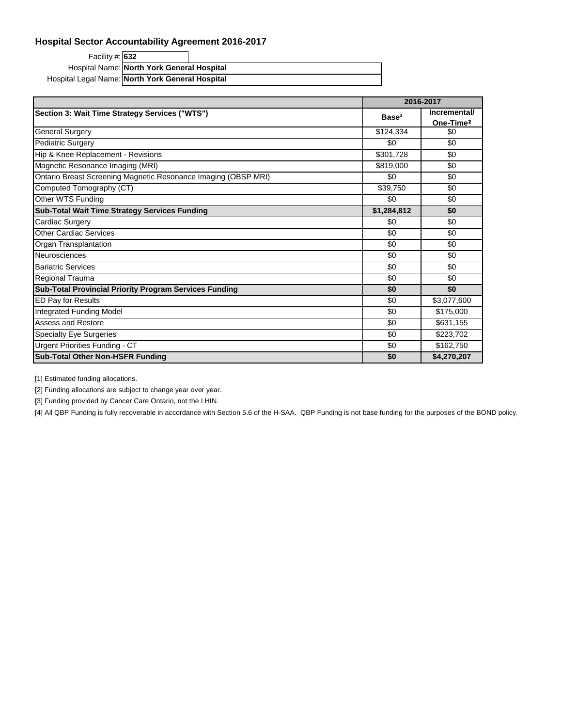## Hospital Sector Accountability Agreement 2016-2017

Facility #: **632**

Hospital Name: **North York General Hospital**

Hospital Legal Name: **North York General Hospital**

| | 2016-2017 | |
|---|---|---|
| **Section 3: Wait Time Strategy Services ("WTS")** | **Base[2]** | **Incremental/ One-Time[2]** |
| General Surgery | $124,334 | $0 |
| Pediatric Surgery | $0 | $0 |
| Hip & Knee Replacement - Revisions | $301,728 | $0 |
| Magnetic Resonance Imaging (MRI) | $819,000 | $0 |
| Ontario Breast Screening Magnetic Resonance Imaging (OBSP MRI) | $0 | $0 |
| Computed Tomography (CT) | $39,750 | $0 |
| Other WTS Funding | $0 | $0 |
| **Sub-Total Wait Time Strategy Services Funding** | **$1,284,812** | **$0** |
| Cardiac Surgery | $0 | $0 |
| Other Cardiac Services | $0 | $0 |
| Organ Transplantation | $0 | $0 |
| Neurosciences | $0 | $0 |
| Bariatric Services | $0 | $0 |
| Regional Trauma | $0 | $0 |
| **Sub-Total Provincial Priority Program Services Funding** | **$0** | **$0** |
| ED Pay for Results | $0 | $3,077,600 |
| Integrated Funding Model | $0 | $175,000 |
| Assess and Restore | $0 | $631,155 |
| Specialty Eye Surgeries | $0 | $223,702 |
| Urgent Priorities Funding - CT | $0 | $162,750 |
| **Sub-Total Other Non-HSFR Funding** | **$0** | **$4,270,207** |

[1] Estimated funding allocations.

[2] Funding allocations are subject to change year over year.

[3] Funding provided by Cancer Care Ontario, not the LHIN.

[4] All QBP Funding is fully recoverable in accordance with Section 5.6 of the H-SAA. QBP Funding is not base funding for the purposes of the BOND policy.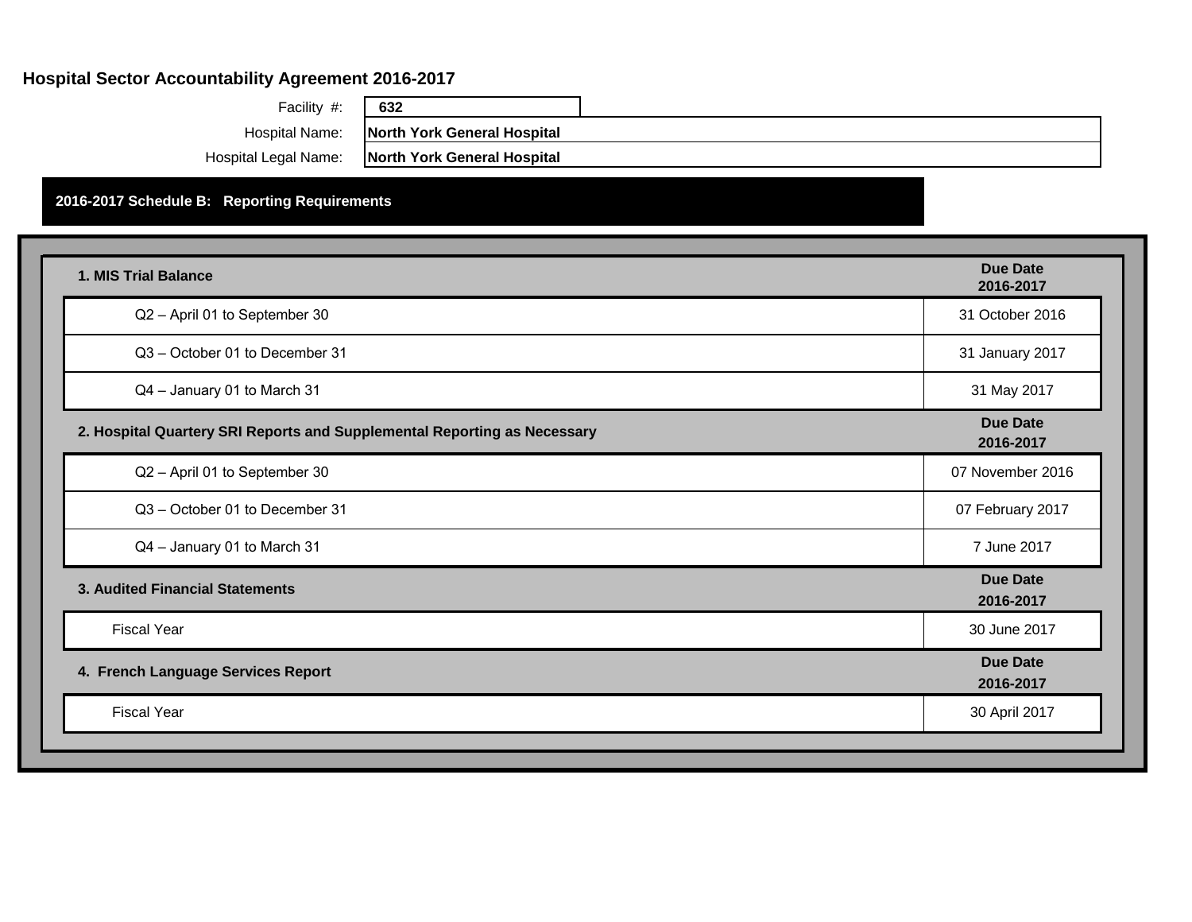## Hospital Sector Accountability Agreement 2016-2017

Facility #: **632**

Hospital Name: **North York General Hospital**

Hospital Legal Name: **North York General Hospital**

### 2016-2017 Schedule B: Reporting Requirements

| **1. MIS Trial Balance** | **Due Date 2016-2017** |
|---|---|
| Q2 – April 01 to September 30 | 31 October 2016 |
| Q3 – October 01 to December 31 | 31 January 2017 |
| Q4 – January 01 to March 31 | 31 May 2017 |

| **2. Hospital Quartery SRI Reports and Supplemental Reporting as Necessary** | **Due Date 2016-2017** |
|---|---|
| Q2 – April 01 to September 30 | 07 November 2016 |
| Q3 – October 01 to December 31 | 07 February 2017 |
| Q4 – January 01 to March 31 | 7 June 2017 |

| **3. Audited Financial Statements** | **Due Date 2016-2017** |
|---|---|
| Fiscal Year | 30 June 2017 |

| **4. French Language Services Report** | **Due Date 2016-2017** |
|---|---|
| Fiscal Year | 30 April 2017 |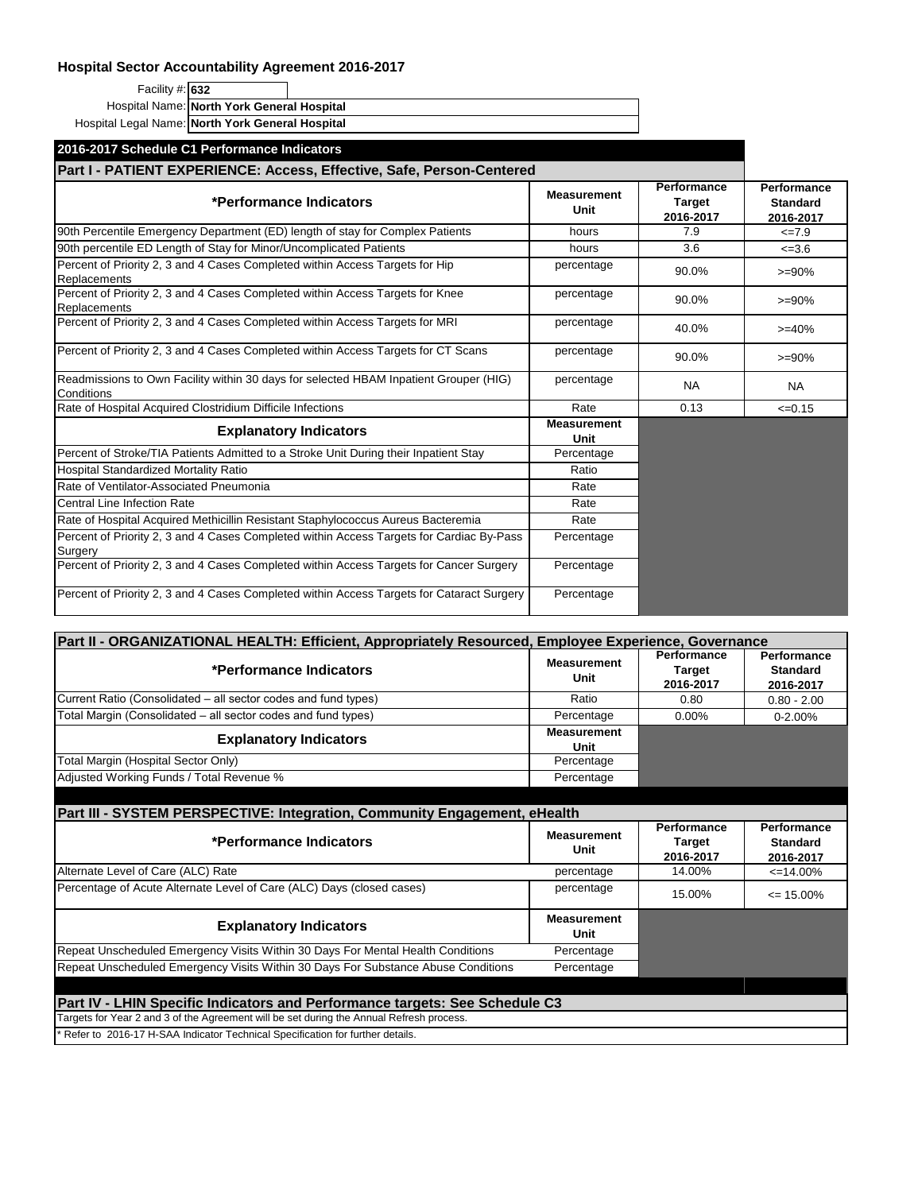## Hospital Sector Accountability Agreement 2016-2017

Facility #: **632**

Hospital Name: **North York General Hospital**

Hospital Legal Name: **North York General Hospital**

### 2016-2017 Schedule C1 Performance Indicators

#### Part I - PATIENT EXPERIENCE: Access, Effective, Safe, Person-Centered

| *Performance Indicators | Measurement Unit | Performance Target 2016-2017 | Performance Standard 2016-2017 |
|---|---|---|---|
| 90th Percentile Emergency Department (ED) length of stay for Complex Patients | hours | 7.9 | <=7.9 |
| 90th percentile ED Length of Stay for Minor/Uncomplicated Patients | hours | 3.6 | <=3.6 |
| Percent of Priority 2, 3 and 4 Cases Completed within Access Targets for Hip Replacements | percentage | 90.0% | >=90% |
| Percent of Priority 2, 3 and 4 Cases Completed within Access Targets for Knee Replacements | percentage | 90.0% | >=90% |
| Percent of Priority 2, 3 and 4 Cases Completed within Access Targets for MRI | percentage | 40.0% | >=40% |
| Percent of Priority 2, 3 and 4 Cases Completed within Access Targets for CT Scans | percentage | 90.0% | >=90% |
| Readmissions to Own Facility within 30 days for selected HBAM Inpatient Grouper (HIG) Conditions | percentage | NA | NA |
| Rate of Hospital Acquired Clostridium Difficile Infections | Rate | 0.13 | <=0.15 |

| Explanatory Indicators | Measurement Unit |
|---|---|
| Percent of Stroke/TIA Patients Admitted to a Stroke Unit During their Inpatient Stay | Percentage |
| Hospital Standardized Mortality Ratio | Ratio |
| Rate of Ventilator-Associated Pneumonia | Rate |
| Central Line Infection Rate | Rate |
| Rate of Hospital Acquired Methicillin Resistant Staphylococcus Aureus Bacteremia | Rate |
| Percent of Priority 2, 3 and 4 Cases Completed within Access Targets for Cardiac By-Pass Surgery | Percentage |
| Percent of Priority 2, 3 and 4 Cases Completed within Access Targets for Cancer Surgery | Percentage |
| Percent of Priority 2, 3 and 4 Cases Completed within Access Targets for Cataract Surgery | Percentage |

#### Part II - ORGANIZATIONAL HEALTH: Efficient, Appropriately Resourced, Employee Experience, Governance

| *Performance Indicators | Measurement Unit | Performance Target 2016-2017 | Performance Standard 2016-2017 |
|---|---|---|---|
| Current Ratio (Consolidated – all sector codes and fund types) | Ratio | 0.80 | 0.80 - 2.00 |
| Total Margin (Consolidated – all sector codes and fund types) | Percentage | 0.00% | 0-2.00% |

| Explanatory Indicators | Measurement Unit |
|---|---|
| Total Margin (Hospital Sector Only) | Percentage |
| Adjusted Working Funds / Total Revenue % | Percentage |

#### Part III - SYSTEM PERSPECTIVE: Integration, Community Engagement, eHealth

| *Performance Indicators | Measurement Unit | Performance Target 2016-2017 | Performance Standard 2016-2017 |
|---|---|---|---|
| Alternate Level of Care (ALC) Rate | percentage | 14.00% | <=14.00% |
| Percentage of Acute Alternate Level of Care (ALC) Days (closed cases) | percentage | 15.00% | <= 15.00% |

| Explanatory Indicators | Measurement Unit |
|---|---|
| Repeat Unscheduled Emergency Visits Within 30 Days For Mental Health Conditions | Percentage |
| Repeat Unscheduled Emergency Visits Within 30 Days For Substance Abuse Conditions | Percentage |

#### Part IV - LHIN Specific Indicators and Performance targets: See Schedule C3

Targets for Year 2 and 3 of the Agreement will be set during the Annual Refresh process.

* Refer to 2016-17 H-SAA Indicator Technical Specification for further details.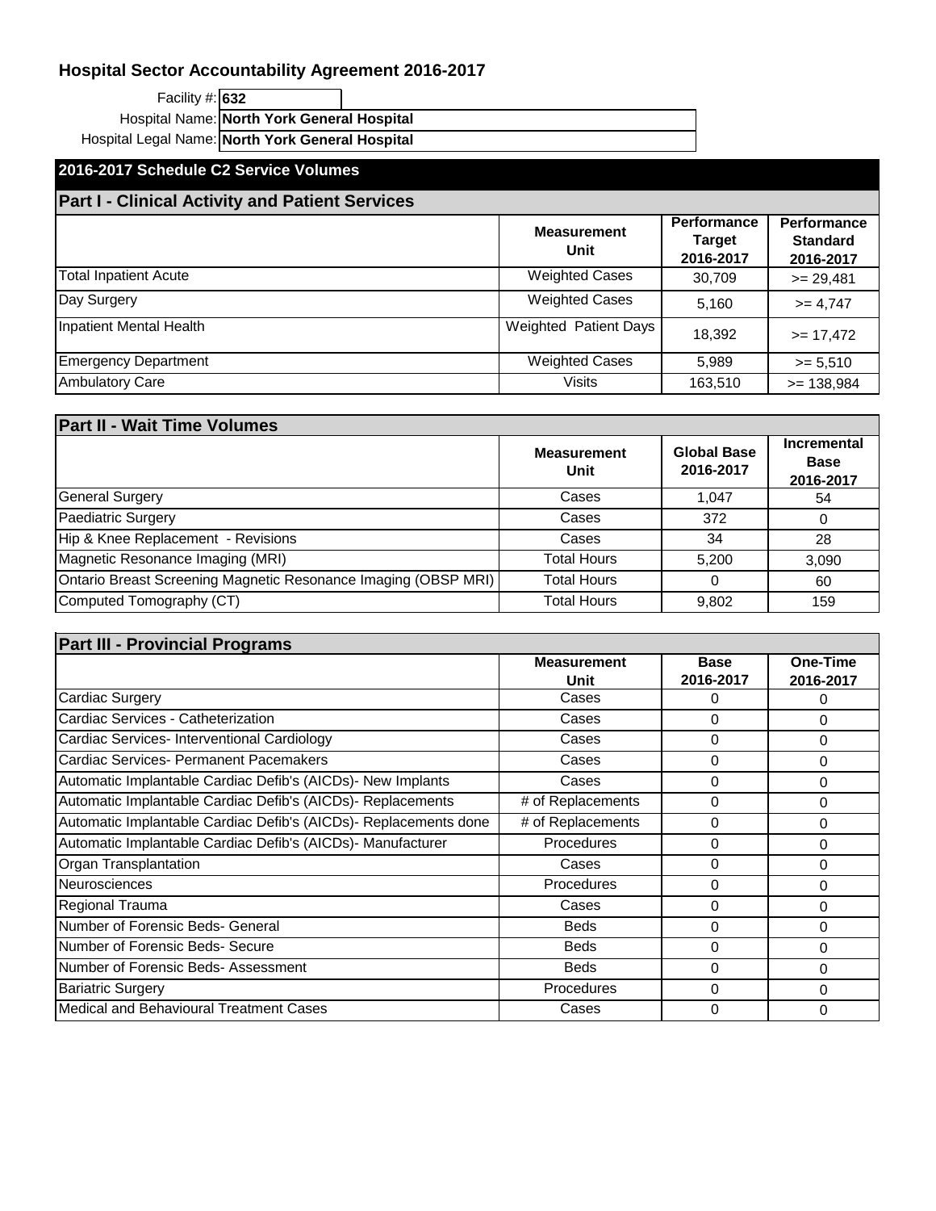# Hospital Sector Accountability Agreement 2016-2017

Facility #: **632**

Hospital Name: **North York General Hospital**

Hospital Legal Name: **North York General Hospital**

## 2016-2017 Schedule C2 Service Volumes

### Part I - Clinical Activity and Patient Services

| | Measurement Unit | Performance Target 2016-2017 | Performance Standard 2016-2017 |
|---|---|---|---|
| Total Inpatient Acute | Weighted Cases | 30,709 | >= 29,481 |
| Day Surgery | Weighted Cases | 5,160 | >= 4,747 |
| Inpatient Mental Health | Weighted Patient Days | 18,392 | >= 17,472 |
| Emergency Department | Weighted Cases | 5,989 | >= 5,510 |
| Ambulatory Care | Visits | 163,510 | >= 138,984 |

### Part II - Wait Time Volumes

| | Measurement Unit | Global Base 2016-2017 | Incremental Base 2016-2017 |
|---|---|---|---|
| General Surgery | Cases | 1,047 | 54 |
| Paediatric Surgery | Cases | 372 | 0 |
| Hip & Knee Replacement - Revisions | Cases | 34 | 28 |
| Magnetic Resonance Imaging (MRI) | Total Hours | 5,200 | 3,090 |
| Ontario Breast Screening Magnetic Resonance Imaging (OBSP MRI) | Total Hours | 0 | 60 |
| Computed Tomography (CT) | Total Hours | 9,802 | 159 |

### Part III - Provincial Programs

| | Measurement Unit | Base 2016-2017 | One-Time 2016-2017 |
|---|---|---|---|
| Cardiac Surgery | Cases | 0 | 0 |
| Cardiac Services - Catheterization | Cases | 0 | 0 |
| Cardiac Services- Interventional Cardiology | Cases | 0 | 0 |
| Cardiac Services- Permanent Pacemakers | Cases | 0 | 0 |
| Automatic Implantable Cardiac Defib's (AICDs)- New Implants | Cases | 0 | 0 |
| Automatic Implantable Cardiac Defib's (AICDs)- Replacements | # of Replacements | 0 | 0 |
| Automatic Implantable Cardiac Defib's (AICDs)- Replacements done | # of Replacements | 0 | 0 |
| Automatic Implantable Cardiac Defib's (AICDs)- Manufacturer | Procedures | 0 | 0 |
| Organ Transplantation | Cases | 0 | 0 |
| Neurosciences | Procedures | 0 | 0 |
| Regional Trauma | Cases | 0 | 0 |
| Number of Forensic Beds- General | Beds | 0 | 0 |
| Number of Forensic Beds- Secure | Beds | 0 | 0 |
| Number of Forensic Beds- Assessment | Beds | 0 | 0 |
| Bariatric Surgery | Procedures | 0 | 0 |
| Medical and Behavioural Treatment Cases | Cases | 0 | 0 |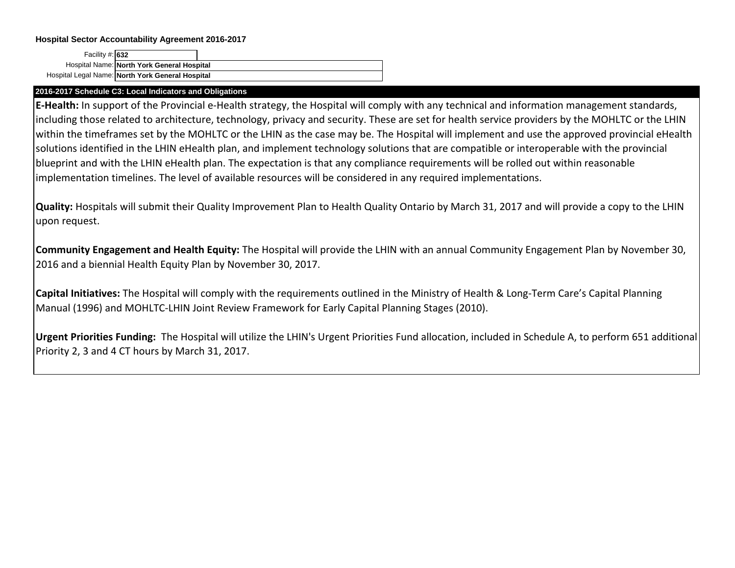**Hospital Sector Accountability Agreement 2016-2017**

| | |
|---|---|
| Facility #: | **632** |
| Hospital Name: | **North York General Hospital** |
| Hospital Legal Name: | **North York General Hospital** |

## 2016-2017 Schedule C3: Local Indicators and Obligations

**E-Health:** In support of the Provincial e-Health strategy, the Hospital will comply with any technical and information management standards, including those related to architecture, technology, privacy and security. These are set for health service providers by the MOHLTC or the LHIN within the timeframes set by the MOHLTC or the LHIN as the case may be. The Hospital will implement and use the approved provincial eHealth solutions identified in the LHIN eHealth plan, and implement technology solutions that are compatible or interoperable with the provincial blueprint and with the LHIN eHealth plan. The expectation is that any compliance requirements will be rolled out within reasonable implementation timelines. The level of available resources will be considered in any required implementations.

**Quality:** Hospitals will submit their Quality Improvement Plan to Health Quality Ontario by March 31, 2017 and will provide a copy to the LHIN upon request.

**Community Engagement and Health Equity:** The Hospital will provide the LHIN with an annual Community Engagement Plan by November 30, 2016 and a biennial Health Equity Plan by November 30, 2017.

**Capital Initiatives:** The Hospital will comply with the requirements outlined in the Ministry of Health & Long-Term Care's Capital Planning Manual (1996) and MOHLTC-LHIN Joint Review Framework for Early Capital Planning Stages (2010).

**Urgent Priorities Funding:** The Hospital will utilize the LHIN's Urgent Priorities Fund allocation, included in Schedule A, to perform 651 additional Priority 2, 3 and 4 CT hours by March 31, 2017.